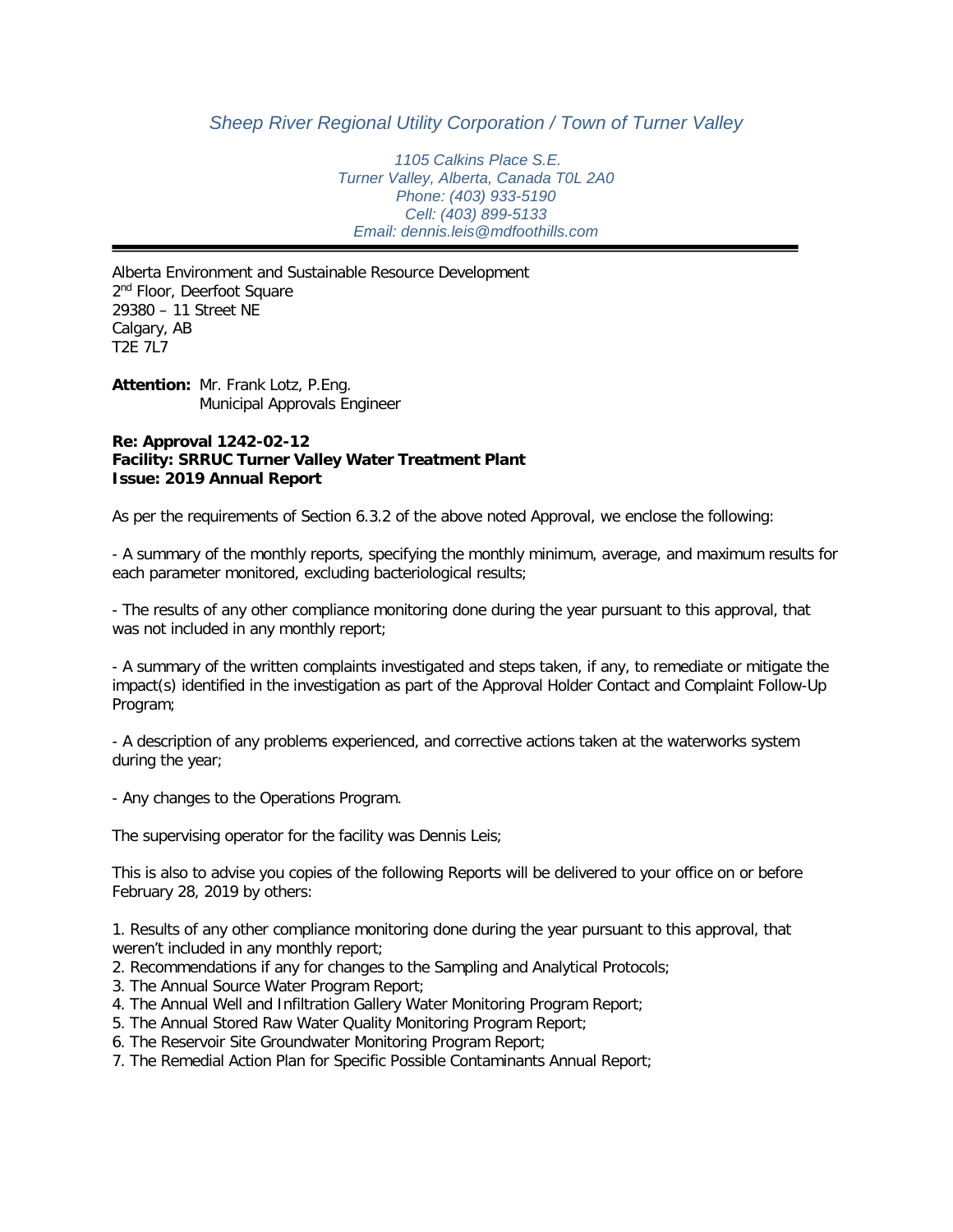*Sheep River Regional Utility Corporation / Town of Turner Valley*

*1105 Calkins Place S.E.*
*Turner Valley, Alberta, Canada T0L 2A0*
*Phone: (403) 933-5190*
*Cell: (403) 899-5133*
*Email: dennis.leis@mdfoothills.com*

---

Alberta Environment and Sustainable Resource Development
2nd Floor, Deerfoot Square
29380 – 11 Street NE
Calgary, AB
T2E 7L7

**Attention:** Mr. Frank Lotz, P.Eng.
Municipal Approvals Engineer

**Re: Approval 1242-02-12**
**Facility: SRRUC Turner Valley Water Treatment Plant**
**Issue: 2019 Annual Report**

As per the requirements of Section 6.3.2 of the above noted Approval, we enclose the following:

- A summary of the monthly reports, specifying the monthly minimum, average, and maximum results for each parameter monitored, excluding bacteriological results;

- The results of any other compliance monitoring done during the year pursuant to this approval, that was not included in any monthly report;

- A summary of the written complaints investigated and steps taken, if any, to remediate or mitigate the impact(s) identified in the investigation as part of the Approval Holder Contact and Complaint Follow-Up Program;

- A description of any problems experienced, and corrective actions taken at the waterworks system during the year;

- Any changes to the Operations Program.

The supervising operator for the facility was Dennis Leis;

This is also to advise you copies of the following Reports will be delivered to your office on or before February 28, 2019 by others:

1. Results of any other compliance monitoring done during the year pursuant to this approval, that weren't included in any monthly report;
2. Recommendations if any for changes to the Sampling and Analytical Protocols;
3. The Annual Source Water Program Report;
4. The Annual Well and Infiltration Gallery Water Monitoring Program Report;
5. The Annual Stored Raw Water Quality Monitoring Program Report;
6. The Reservoir Site Groundwater Monitoring Program Report;
7. The Remedial Action Plan for Specific Possible Contaminants Annual Report;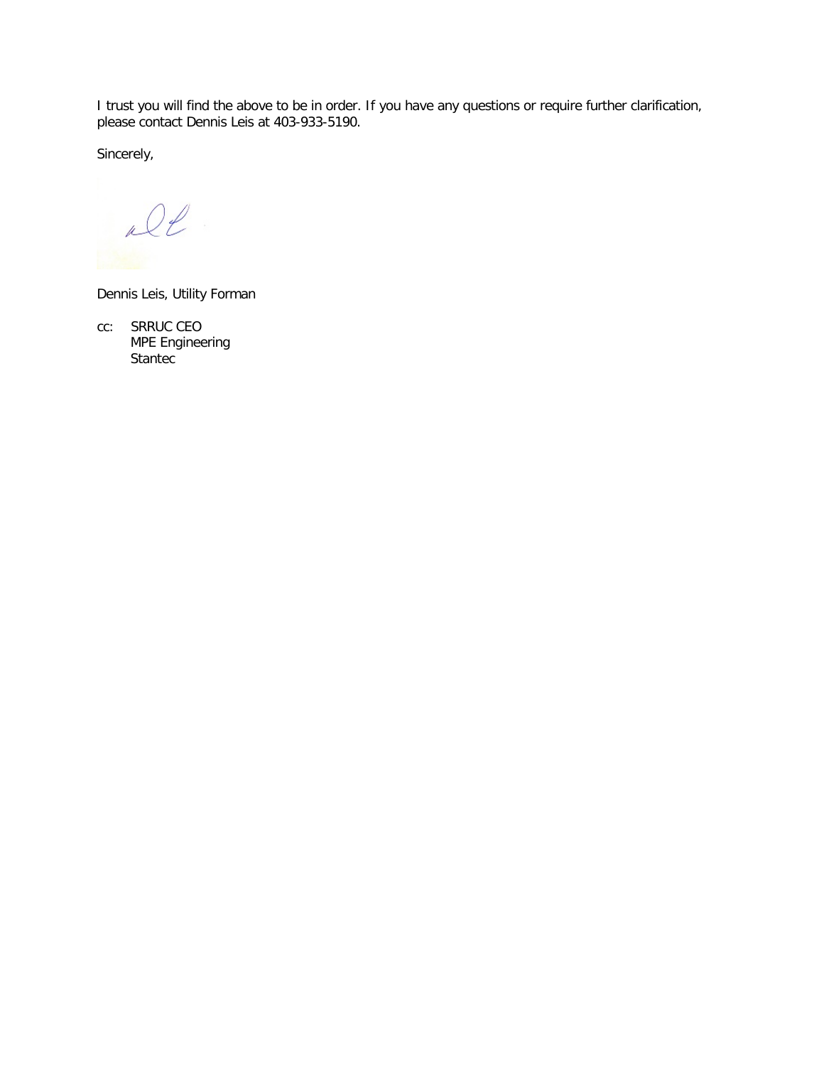I trust you will find the above to be in order. If you have any questions or require further clarification, please contact Dennis Leis at 403-933-5190.

Sincerely,

Dennis Leis, Utility Forman

cc: SRRUC CEO
MPE Engineering
Stantec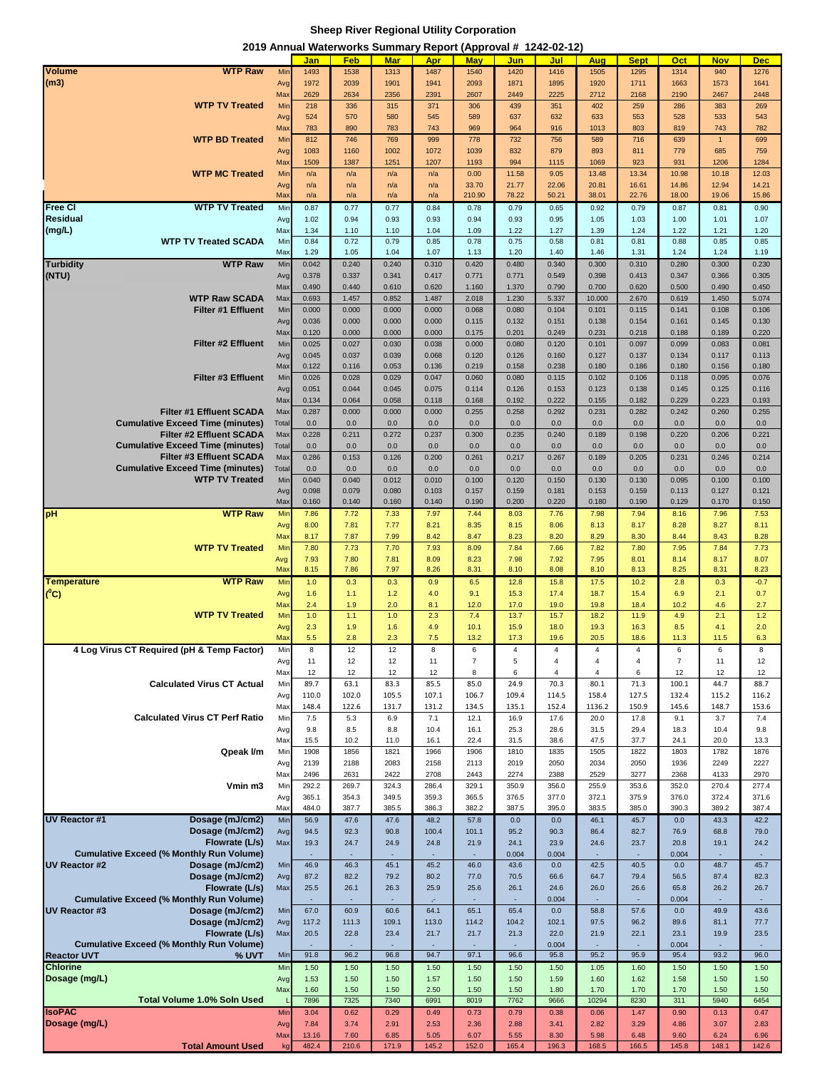# Sheep River Regional Utility Corporation

## 2019 Annual Waterworks Summary Report (Approval # 1242-02-12)

| Parameter | Location | Stat | Jan | Feb | Mar | Apr | May | Jun | Jul | Aug | Sept | Oct | Nov | Dec |
|---|---|---|---|---|---|---|---|---|---|---|---|---|---|---|
| Volume (m3) | WTP Raw | Min | 1493 | 1538 | 1313 | 1487 | 1540 | 1420 | 1416 | 1505 | 1295 | 1314 | 940 | 1276 |
| | | Avg | 1972 | 2039 | 1901 | 1941 | 2093 | 1871 | 1895 | 1920 | 1711 | 1663 | 1573 | 1641 |
| | | Max | 2629 | 2634 | 2356 | 2391 | 2607 | 2449 | 2225 | 2712 | 2168 | 2190 | 2467 | 2448 |
| | WTP TV Treated | Min | 218 | 336 | 315 | 371 | 306 | 439 | 351 | 402 | 259 | 286 | 383 | 269 |
| | | Avg | 524 | 570 | 580 | 545 | 589 | 637 | 632 | 633 | 553 | 528 | 533 | 543 |
| | | Max | 783 | 890 | 783 | 743 | 969 | 964 | 916 | 1013 | 803 | 819 | 743 | 782 |
| | WTP BD Treated | Min | 812 | 746 | 769 | 999 | 778 | 732 | 756 | 589 | 716 | 639 | 1 | 699 |
| | | Avg | 1083 | 1160 | 1002 | 1072 | 1039 | 832 | 879 | 893 | 811 | 779 | 685 | 759 |
| | | Max | 1509 | 1387 | 1251 | 1207 | 1193 | 994 | 1115 | 1069 | 923 | 931 | 1206 | 1284 |
| | WTP MC Treated | Min | n/a | n/a | n/a | n/a | 0.00 | 11.58 | 9.05 | 13.48 | 13.34 | 10.98 | 10.18 | 12.03 |
| | | Avg | n/a | n/a | n/a | n/a | 33.70 | 21.77 | 22.06 | 20.81 | 16.61 | 14.86 | 12.94 | 14.21 |
| | | Max | n/a | n/a | n/a | n/a | 210.90 | 78.22 | 50.21 | 38.01 | 22.76 | 18.00 | 19.06 | 15.86 |
| Free Cl Residual (mg/L) | WTP TV Treated | Min | 0.87 | 0.77 | 0.77 | 0.84 | 0.78 | 0.79 | 0.65 | 0.92 | 0.79 | 0.87 | 0.81 | 0.90 |
| | | Avg | 1.02 | 0.94 | 0.93 | 0.93 | 0.94 | 0.93 | 0.95 | 1.05 | 1.03 | 1.00 | 1.01 | 1.07 |
| | | Max | 1.34 | 1.10 | 1.10 | 1.04 | 1.09 | 1.22 | 1.27 | 1.39 | 1.24 | 1.22 | 1.21 | 1.20 |
| | WTP TV Treated SCADA | Min | 0.84 | 0.72 | 0.79 | 0.85 | 0.78 | 0.75 | 0.58 | 0.81 | 0.81 | 0.88 | 0.85 | 0.85 |
| | | Max | 1.29 | 1.05 | 1.04 | 1.07 | 1.13 | 1.20 | 1.40 | 1.46 | 1.31 | 1.24 | 1.24 | 1.19 |
| Turbidity (NTU) | WTP Raw | Min | 0.042 | 0.240 | 0.240 | 0.310 | 0.420 | 0.480 | 0.340 | 0.300 | 0.310 | 0.280 | 0.300 | 0.230 |
| | | Avg | 0.378 | 0.337 | 0.341 | 0.417 | 0.771 | 0.771 | 0.549 | 0.398 | 0.413 | 0.347 | 0.366 | 0.305 |
| | | Max | 0.490 | 0.440 | 0.610 | 0.620 | 1.160 | 1.370 | 0.790 | 0.700 | 0.620 | 0.500 | 0.490 | 0.450 |
| | WTP Raw SCADA | Max | 0.693 | 1.457 | 0.852 | 1.487 | 2.018 | 1.230 | 5.337 | 10.000 | 2.670 | 0.619 | 1.450 | 5.074 |
| | Filter #1 Effluent | Min | 0.000 | 0.000 | 0.000 | 0.000 | 0.068 | 0.080 | 0.104 | 0.101 | 0.115 | 0.141 | 0.108 | 0.106 |
| | | Avg | 0.036 | 0.000 | 0.000 | 0.000 | 0.115 | 0.132 | 0.151 | 0.138 | 0.154 | 0.161 | 0.145 | 0.130 |
| | | Max | 0.120 | 0.000 | 0.000 | 0.000 | 0.175 | 0.201 | 0.249 | 0.231 | 0.218 | 0.188 | 0.189 | 0.220 |
| | Filter #2 Effluent | Min | 0.025 | 0.027 | 0.030 | 0.038 | 0.000 | 0.080 | 0.120 | 0.101 | 0.097 | 0.099 | 0.083 | 0.081 |
| | | Avg | 0.045 | 0.037 | 0.039 | 0.068 | 0.120 | 0.126 | 0.160 | 0.127 | 0.137 | 0.134 | 0.117 | 0.113 |
| | | Max | 0.122 | 0.116 | 0.053 | 0.136 | 0.219 | 0.158 | 0.238 | 0.180 | 0.186 | 0.180 | 0.156 | 0.180 |
| | Filter #3 Effluent | Min | 0.026 | 0.028 | 0.029 | 0.047 | 0.060 | 0.080 | 0.115 | 0.102 | 0.106 | 0.118 | 0.095 | 0.076 |
| | | Avg | 0.051 | 0.044 | 0.045 | 0.075 | 0.114 | 0.126 | 0.153 | 0.123 | 0.138 | 0.145 | 0.125 | 0.116 |
| | | Max | 0.134 | 0.064 | 0.058 | 0.118 | 0.168 | 0.192 | 0.222 | 0.155 | 0.182 | 0.229 | 0.223 | 0.193 |
| | Filter #1 Effluent SCADA | Max | 0.287 | 0.000 | 0.000 | 0.000 | 0.255 | 0.258 | 0.292 | 0.231 | 0.282 | 0.242 | 0.260 | 0.255 |
| | Cumulative Exceed Time (minutes) | Total | 0.0 | 0.0 | 0.0 | 0.0 | 0.0 | 0.0 | 0.0 | 0.0 | 0.0 | 0.0 | 0.0 | 0.0 |
| | Filter #2 Effluent SCADA | Max | 0.228 | 0.211 | 0.272 | 0.237 | 0.300 | 0.235 | 0.240 | 0.189 | 0.198 | 0.220 | 0.206 | 0.221 |
| | Cumulative Exceed Time (minutes) | Total | 0.0 | 0.0 | 0.0 | 0.0 | 0.0 | 0.0 | 0.0 | 0.0 | 0.0 | 0.0 | 0.0 | 0.0 |
| | Filter #3 Effluent SCADA | Max | 0.286 | 0.153 | 0.126 | 0.200 | 0.261 | 0.217 | 0.267 | 0.189 | 0.205 | 0.231 | 0.246 | 0.214 |
| | Cumulative Exceed Time (minutes) | Total | 0.0 | 0.0 | 0.0 | 0.0 | 0.0 | 0.0 | 0.0 | 0.0 | 0.0 | 0.0 | 0.0 | 0.0 |
| | WTP TV Treated | Min | 0.040 | 0.040 | 0.012 | 0.010 | 0.100 | 0.120 | 0.150 | 0.130 | 0.130 | 0.095 | 0.100 | 0.100 |
| | | Avg | 0.098 | 0.079 | 0.080 | 0.103 | 0.157 | 0.159 | 0.181 | 0.153 | 0.159 | 0.113 | 0.127 | 0.121 |
| | | Max | 0.160 | 0.140 | 0.160 | 0.140 | 0.190 | 0.200 | 0.220 | 0.180 | 0.190 | 0.129 | 0.170 | 0.150 |
| pH | WTP Raw | Min | 7.86 | 7.72 | 7.33 | 7.97 | 7.44 | 8.03 | 7.76 | 7.98 | 7.94 | 8.16 | 7.96 | 7.53 |
| | | Avg | 8.00 | 7.81 | 7.77 | 8.21 | 8.35 | 8.15 | 8.06 | 8.13 | 8.17 | 8.28 | 8.27 | 8.11 |
| | | Max | 8.17 | 7.87 | 7.99 | 8.42 | 8.47 | 8.23 | 8.20 | 8.29 | 8.30 | 8.44 | 8.43 | 8.28 |
| | WTP TV Treated | Min | 7.80 | 7.73 | 7.70 | 7.93 | 8.09 | 7.84 | 7.66 | 7.82 | 7.80 | 7.95 | 7.84 | 7.73 |
| | | Avg | 7.93 | 7.80 | 7.81 | 8.09 | 8.23 | 7.98 | 7.92 | 7.95 | 8.01 | 8.14 | 8.17 | 8.07 |
| | | Max | 8.15 | 7.86 | 7.97 | 8.26 | 8.31 | 8.10 | 8.08 | 8.10 | 8.13 | 8.25 | 8.31 | 8.23 |
| Temperature ($^oC$) | WTP Raw | Min | 1.0 | 0.3 | 0.3 | 0.9 | 6.5 | 12.8 | 15.8 | 17.5 | 10.2 | 2.8 | 0.3 | -0.7 |
| | | Avg | 1.6 | 1.1 | 1.2 | 4.0 | 9.1 | 15.3 | 17.4 | 18.7 | 15.4 | 6.9 | 2.1 | 0.7 |
| | | Max | 2.4 | 1.9 | 2.0 | 8.1 | 12.0 | 17.0 | 19.0 | 19.8 | 18.4 | 10.2 | 4.6 | 2.7 |
| | WTP TV Treated | Min | 1.0 | 1.1 | 1.0 | 2.3 | 7.4 | 13.7 | 15.7 | 18.2 | 11.9 | 4.9 | 2.1 | 1.2 |
| | | Avg | 2.3 | 1.9 | 1.6 | 4.9 | 10.1 | 15.9 | 18.0 | 19.3 | 16.3 | 8.5 | 4.1 | 2.0 |
| | | Max | 5.5 | 2.8 | 2.3 | 7.5 | 13.2 | 17.3 | 19.6 | 20.5 | 18.6 | 11.3 | 11.5 | 6.3 |
| 4 Log Virus CT Required (pH & Temp Factor) | | Min | 8 | 12 | 12 | 8 | 6 | 4 | 4 | 4 | 4 | 6 | 6 | 8 |
| | | Avg | 11 | 12 | 12 | 11 | 7 | 5 | 4 | 4 | 4 | 7 | 11 | 12 |
| | | Max | 12 | 12 | 12 | 12 | 8 | 6 | 4 | 4 | 6 | 12 | 12 | 12 |
| | Calculated Virus CT Actual | Min | 89.7 | 63.1 | 83.3 | 85.5 | 85.0 | 24.9 | 70.3 | 80.1 | 71.3 | 100.1 | 44.7 | 88.7 |
| | | Avg | 110.0 | 102.0 | 105.5 | 107.1 | 106.7 | 109.4 | 114.5 | 158.4 | 127.5 | 132.4 | 115.2 | 116.2 |
| | | Max | 148.4 | 122.6 | 131.7 | 131.2 | 134.5 | 135.1 | 152.4 | 1136.2 | 150.9 | 145.6 | 148.7 | 153.6 |
| | Calculated Virus CT Perf Ratio | Min | 7.5 | 5.3 | 6.9 | 7.1 | 12.1 | 16.9 | 17.6 | 20.0 | 17.8 | 9.1 | 3.7 | 7.4 |
| | | Avg | 9.8 | 8.5 | 8.8 | 10.4 | 16.1 | 25.3 | 28.6 | 31.5 | 29.4 | 18.3 | 10.4 | 9.8 |
| | | Max | 15.5 | 10.2 | 11.0 | 16.1 | 22.4 | 31.5 | 38.6 | 47.5 | 37.7 | 24.1 | 20.0 | 13.3 |
| | Qpeak l/m | Min | 1908 | 1856 | 1821 | 1966 | 1906 | 1810 | 1835 | 1505 | 1822 | 1803 | 1782 | 1876 |
| | | Avg | 2139 | 2188 | 2083 | 2158 | 2113 | 2019 | 2050 | 2034 | 2050 | 1936 | 2249 | 2227 |
| | | Max | 2496 | 2631 | 2422 | 2708 | 2443 | 2274 | 2388 | 2529 | 3277 | 2368 | 4133 | 2970 |
| | Vmin m3 | Min | 292.2 | 269.7 | 324.3 | 286.4 | 329.1 | 350.9 | 356.0 | 255.9 | 353.6 | 352.0 | 270.4 | 277.4 |
| | | Avg | 365.1 | 354.3 | 349.5 | 359.3 | 365.5 | 376.5 | 377.0 | 372.1 | 375.9 | 376.0 | 372.4 | 371.6 |
| | | Max | 484.0 | 387.7 | 385.5 | 386.3 | 382.2 | 387.5 | 395.0 | 383.5 | 385.0 | 390.3 | 389.2 | 387.4 |
| UV Reactor #1 | Dosage (mJ/cm2) | Min | 56.9 | 47.6 | 47.6 | 48.2 | 57.8 | 0.0 | 0.0 | 46.1 | 45.7 | 0.0 | 43.3 | 42.2 |
| | Dosage (mJ/cm2) | Avg | 94.5 | 92.3 | 90.8 | 100.4 | 101.1 | 95.2 | 90.3 | 86.4 | 82.7 | 76.9 | 68.8 | 79.0 |
| | Flowrate (L/s) | Max | 19.3 | 24.7 | 24.9 | 24.8 | 21.9 | 24.1 | 23.9 | 24.6 | 23.7 | 20.8 | 19.1 | 24.2 |
| | Cumulative Exceed (% Monthly Run Volume) | | - | - | - | - | - | 0.004 | 0.004 | - | - | 0.004 | - | - |
| UV Reactor #2 | Dosage (mJ/cm2) | Min | 46.9 | 46.3 | 45.1 | 45.2 | 46.0 | 43.6 | 0.0 | 42.5 | 40.5 | 0.0 | 48.7 | 45.7 |
| | Dosage (mJ/cm2) | Avg | 87.2 | 82.2 | 79.2 | 80.2 | 77.0 | 70.5 | 66.6 | 64.7 | 79.4 | 56.5 | 87.4 | 82.3 |
| | Flowrate (L/s) | Max | 25.5 | 26.1 | 26.3 | 25.9 | 25.6 | 26.1 | 24.6 | 26.0 | 26.6 | 65.8 | 26.2 | 26.7 |
| | Cumulative Exceed (% Monthly Run Volume) | | - | - | - | ,- | - | - | 0.004 | - | - | 0.004 | - | - |
| UV Reactor #3 | Dosage (mJ/cm2) | Min | 67.0 | 60.9 | 60.6 | 64.1 | 65.1 | 65.4 | 0.0 | 58.8 | 57.6 | 0.0 | 49.9 | 43.6 |
| | Dosage (mJ/cm2) | Avg | 117.2 | 111.3 | 109.1 | 113.0 | 114.2 | 104.2 | 102.1 | 97.5 | 96.2 | 89.6 | 81.1 | 77.7 |
| | Flowrate (L/s) | Max | 20.5 | 22.8 | 23.4 | 21.7 | 21.7 | 21.3 | 22.0 | 21.9 | 22.1 | 23.1 | 19.9 | 23.5 |
| | Cumulative Exceed (% Monthly Run Volume) | | - | - | - | - | - | - | 0.004 | - | - | 0.004 | - | - |
| Reactor UVT | % UVT | Min | 91.8 | 96.2 | 96.8 | 94.7 | 97.1 | 96.6 | 95.8 | 95.2 | 95.9 | 95.4 | 93.2 | 96.0 |
| Chlorine Dosage (mg/L) | | Min | 1.50 | 1.50 | 1.50 | 1.50 | 1.50 | 1.50 | 1.50 | 1.05 | 1.60 | 1.50 | 1.50 | 1.50 |
| | | Avg | 1.53 | 1.50 | 1.50 | 1.57 | 1.50 | 1.50 | 1.59 | 1.60 | 1.62 | 1.58 | 1.50 | 1.50 |
| | | Max | 1.60 | 1.50 | 1.50 | 2.50 | 1.50 | 1.50 | 1.80 | 1.70 | 1.70 | 1.70 | 1.50 | 1.50 |
| | Total Volume 1.0% Soln Used | L | 7896 | 7325 | 7340 | 6991 | 8019 | 7762 | 9666 | 10294 | 8230 | 311 | 5940 | 6454 |
| IsoPAC Dosage (mg/L) | | Min | 3.04 | 0.62 | 0.29 | 0.49 | 0.73 | 0.79 | 0.38 | 0.06 | 1.47 | 0.90 | 0.13 | 0.47 |
| | | Avg | 7.84 | 3.74 | 2.91 | 2.53 | 2.36 | 2.88 | 3.41 | 2.82 | 3.29 | 4.86 | 3.07 | 2.83 |
| | | Max | 13.16 | 7.60 | 6.85 | 5.05 | 6.07 | 5.55 | 8.30 | 5.98 | 6.48 | 9.60 | 6.24 | 6.96 |
| | Total Amount Used | kg | 482.4 | 210.6 | 171.9 | 145.2 | 152.0 | 165.4 | 196.3 | 168.5 | 166.5 | 145.8 | 148.1 | 142.6 |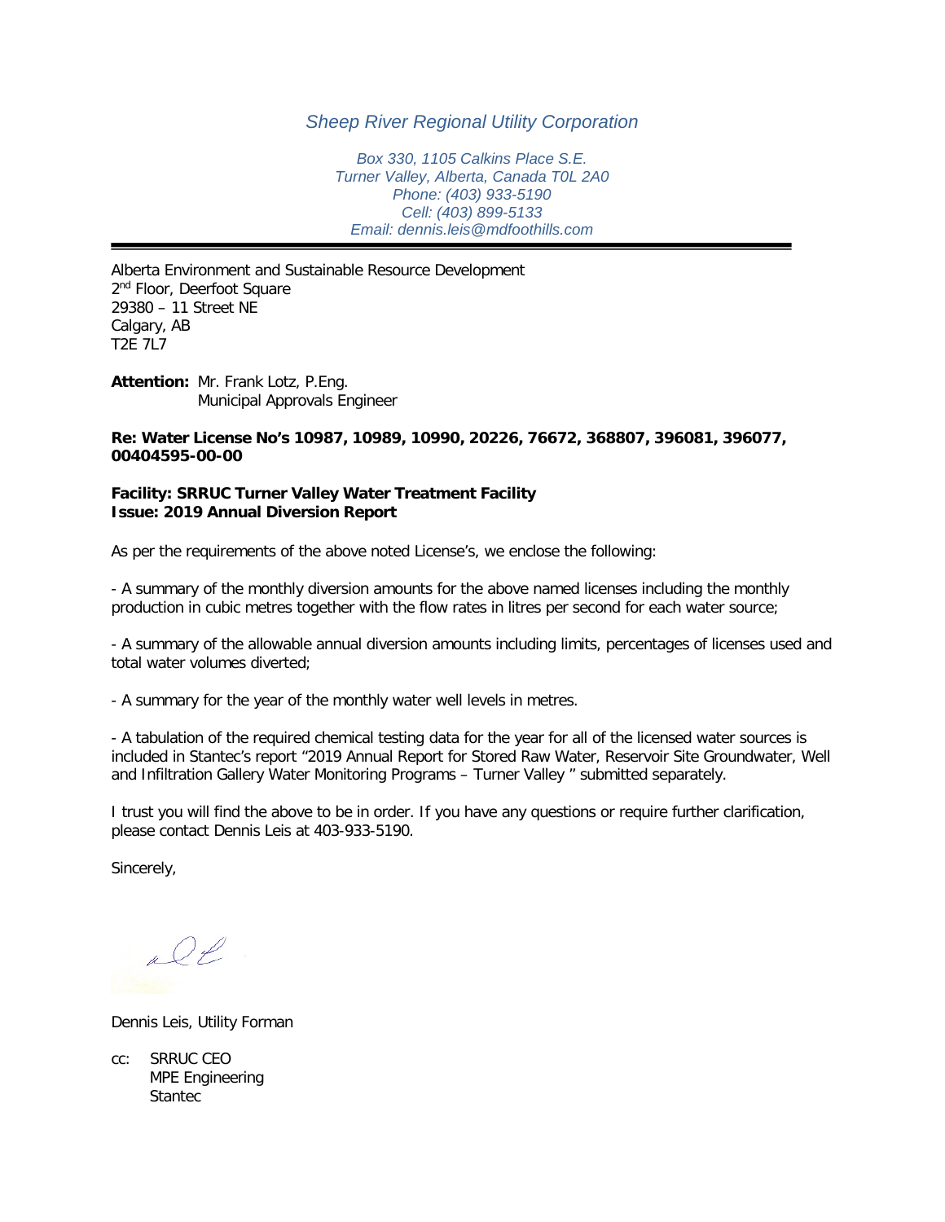*Sheep River Regional Utility Corporation*

*Box 330, 1105 Calkins Place S.E.*
*Turner Valley, Alberta, Canada T0L 2A0*
*Phone: (403) 933-5190*
*Cell: (403) 899-5133*
*Email: dennis.leis@mdfoothills.com*

---

Alberta Environment and Sustainable Resource Development
2nd Floor, Deerfoot Square
29380 – 11 Street NE
Calgary, AB
T2E 7L7

**Attention:** Mr. Frank Lotz, P.Eng.
Municipal Approvals Engineer

**Re: Water License No's 10987, 10989, 10990, 20226, 76672, 368807, 396081, 396077, 00404595-00-00**

**Facility: SRRUC Turner Valley Water Treatment Facility**
**Issue: 2019 Annual Diversion Report**

As per the requirements of the above noted License's, we enclose the following:

- A summary of the monthly diversion amounts for the above named licenses including the monthly production in cubic metres together with the flow rates in litres per second for each water source;

- A summary of the allowable annual diversion amounts including limits, percentages of licenses used and total water volumes diverted;

- A summary for the year of the monthly water well levels in metres.

- A tabulation of the required chemical testing data for the year for all of the licensed water sources is included in Stantec's report "2019 Annual Report for Stored Raw Water, Reservoir Site Groundwater, Well and Infiltration Gallery Water Monitoring Programs – Turner Valley " submitted separately.

I trust you will find the above to be in order. If you have any questions or require further clarification, please contact Dennis Leis at 403-933-5190.

Sincerely,

Dennis Leis, Utility Forman

cc: SRRUC CEO
MPE Engineering
Stantec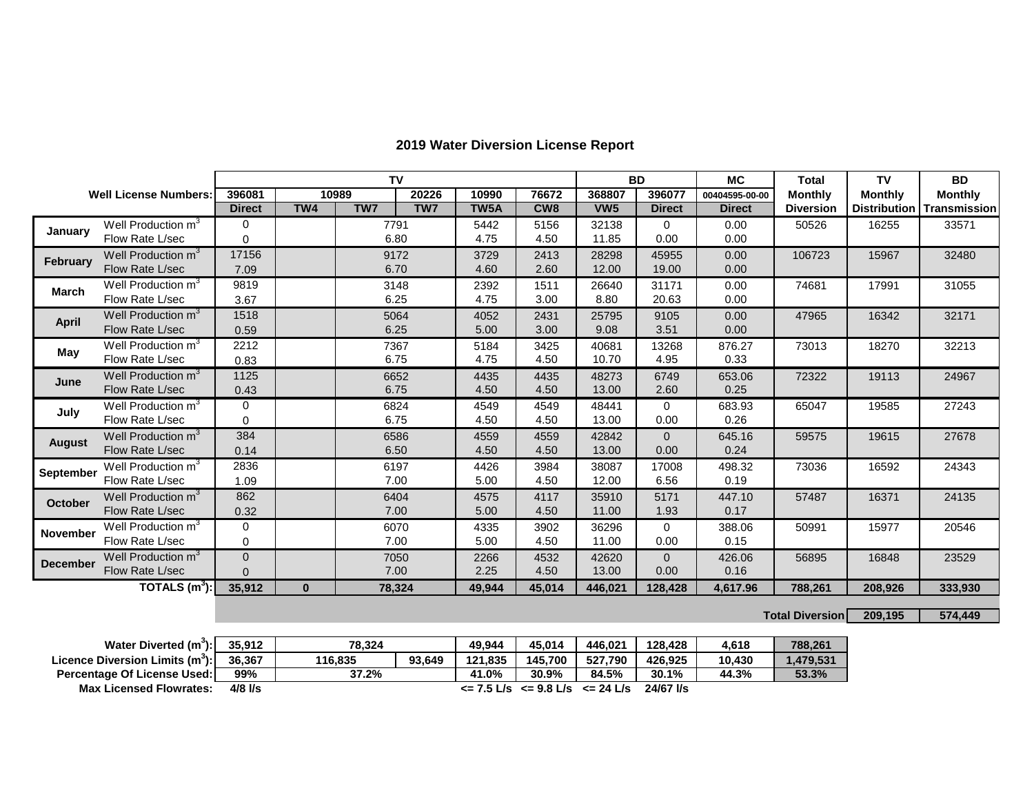# 2019 Water Diversion License Report

| | | TV | | | | | | BD | | MC | Total | TV | BD |
|---|---|---|---|---|---|---|---|---|---|---|---|---|---|
| **Well License Numbers:** | | 396081 | 10989 | | 20226 | 10990 | 76672 | 368807 | 396077 | 00404595-00-00 | Monthly | Monthly | Monthly |
| | | Direct | TW4 | TW7 | TW7 | TW5A | CW8 | VW5 | Direct | Direct | Diversion | Distribution | Transmission |
| **January** | Well Production $m^3$ | 0 | | 7791 | | 5442 | 5156 | 32138 | 0 | 0.00 | 50526 | 16255 | 33571 |
| | Flow Rate L/sec | 0 | | 6.80 | | 4.75 | 4.50 | 11.85 | 0.00 | 0.00 | | | |
| **February** | Well Production $m^3$ | 17156 | | 9172 | | 3729 | 2413 | 28298 | 45955 | 0.00 | 106723 | 15967 | 32480 |
| | Flow Rate L/sec | 7.09 | | 6.70 | | 4.60 | 2.60 | 12.00 | 19.00 | 0.00 | | | |
| **March** | Well Production $m^3$ | 9819 | | 3148 | | 2392 | 1511 | 26640 | 31171 | 0.00 | 74681 | 17991 | 31055 |
| | Flow Rate L/sec | 3.67 | | 6.25 | | 4.75 | 3.00 | 8.80 | 20.63 | 0.00 | | | |
| **April** | Well Production $m^3$ | 1518 | | 5064 | | 4052 | 2431 | 25795 | 9105 | 0.00 | 47965 | 16342 | 32171 |
| | Flow Rate L/sec | 0.59 | | 6.25 | | 5.00 | 3.00 | 9.08 | 3.51 | 0.00 | | | |
| **May** | Well Production $m^3$ | 2212 | | 7367 | | 5184 | 3425 | 40681 | 13268 | 876.27 | 73013 | 18270 | 32213 |
| | Flow Rate L/sec | 0.83 | | 6.75 | | 4.75 | 4.50 | 10.70 | 4.95 | 0.33 | | | |
| **June** | Well Production $m^3$ | 1125 | | 6652 | | 4435 | 4435 | 48273 | 6749 | 653.06 | 72322 | 19113 | 24967 |
| | Flow Rate L/sec | 0.43 | | 6.75 | | 4.50 | 4.50 | 13.00 | 2.60 | 0.25 | | | |
| **July** | Well Production $m^3$ | 0 | | 6824 | | 4549 | 4549 | 48441 | 0 | 683.93 | 65047 | 19585 | 27243 |
| | Flow Rate L/sec | 0 | | 6.75 | | 4.50 | 4.50 | 13.00 | 0.00 | 0.26 | | | |
| **August** | Well Production $m^3$ | 384 | | 6586 | | 4559 | 4559 | 42842 | 0 | 645.16 | 59575 | 19615 | 27678 |
| | Flow Rate L/sec | 0.14 | | 6.50 | | 4.50 | 4.50 | 13.00 | 0.00 | 0.24 | | | |
| **September** | Well Production $m^3$ | 2836 | | 6197 | | 4426 | 3984 | 38087 | 17008 | 498.32 | 73036 | 16592 | 24343 |
| | Flow Rate L/sec | 1.09 | | 7.00 | | 5.00 | 4.50 | 12.00 | 6.56 | 0.19 | | | |
| **October** | Well Production $m^3$ | 862 | | 6404 | | 4575 | 4117 | 35910 | 5171 | 447.10 | 57487 | 16371 | 24135 |
| | Flow Rate L/sec | 0.32 | | 7.00 | | 5.00 | 4.50 | 11.00 | 1.93 | 0.17 | | | |
| **November** | Well Production $m^3$ | 0 | | 6070 | | 4335 | 3902 | 36296 | 0 | 388.06 | 50991 | 15977 | 20546 |
| | Flow Rate L/sec | 0 | | 7.00 | | 5.00 | 4.50 | 11.00 | 0.00 | 0.15 | | | |
| **December** | Well Production $m^3$ | 0 | | 7050 | | 2266 | 4532 | 42620 | 0 | 426.06 | 56895 | 16848 | 23529 |
| | Flow Rate L/sec | 0 | | 7.00 | | 2.25 | 4.50 | 13.00 | 0.00 | 0.16 | | | |
| **TOTALS ($m^3$):** | | **35,912** | **0** | **78,324** | | **49,944** | **45,014** | **446,021** | **128,428** | **4,617.96** | **788,261** | **208,926** | **333,930** |
| | | | | | | | | | | | **Total Diversion** | **209,195** | **574,449** |

| | | | | | | | | | |
|---|---|---|---|---|---|---|---|---|---|
| **Water Diverted ($m^3$):** | **35,912** | **78,324** | | **49,944** | **45,014** | **446,021** | **128,428** | **4,618** | **788,261** |
| **Licence Diversion Limits ($m^3$):** | **36,367** | **116,835** | **93,649** | **121,835** | **145,700** | **527,790** | **426,925** | **10,430** | **1,479,531** |
| **Percentage Of License Used:** | **99%** | **37.2%** | | **41.0%** | **30.9%** | **84.5%** | **30.1%** | **44.3%** | **53.3%** |
| **Max Licensed Flowrates:** | **4/8 l/s** | | | **<= 7.5 L/s** | **<= 9.8 L/s** | **<= 24 L/s** | **24/67 l/s** | | |